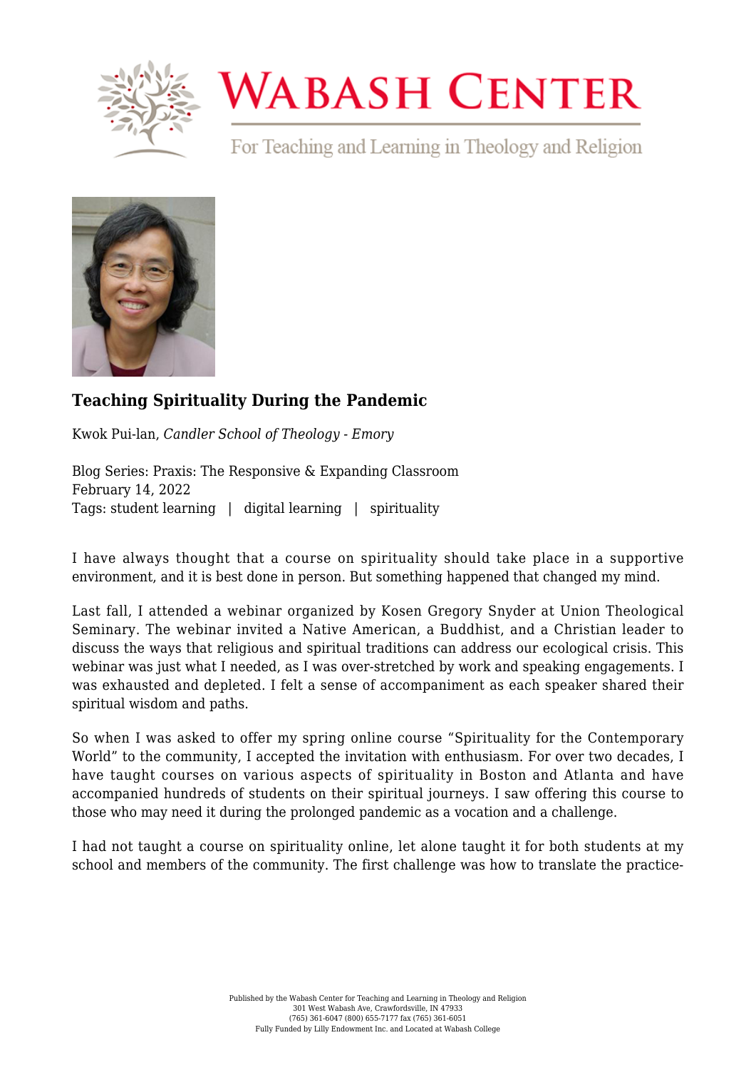# Wabash Center

For Teaching and Learning in Theology and Religion

### Teaching Spirituality During the Pandemic

Kwok Pui-lan, *Candler School of Theology - Emory*

Blog Series: Praxis: The Responsive & Expanding Classroom
February 14, 2022
Tags: student learning | digital learning | spirituality

I have always thought that a course on spirituality should take place in a supportive environment, and it is best done in person. But something happened that changed my mind.

Last fall, I attended a webinar organized by Kosen Gregory Snyder at Union Theological Seminary. The webinar invited a Native American, a Buddhist, and a Christian leader to discuss the ways that religious and spiritual traditions can address our ecological crisis. This webinar was just what I needed, as I was over-stretched by work and speaking engagements. I was exhausted and depleted. I felt a sense of accompaniment as each speaker shared their spiritual wisdom and paths.

So when I was asked to offer my spring online course "Spirituality for the Contemporary World" to the community, I accepted the invitation with enthusiasm. For over two decades, I have taught courses on various aspects of spirituality in Boston and Atlanta and have accompanied hundreds of students on their spiritual journeys. I saw offering this course to those who may need it during the prolonged pandemic as a vocation and a challenge.

I had not taught a course on spirituality online, let alone taught it for both students at my school and members of the community. The first challenge was how to translate the practice-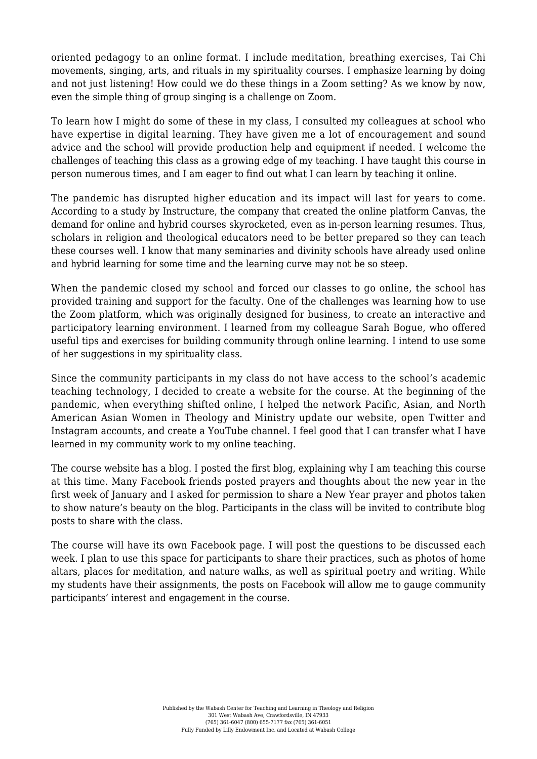oriented pedagogy to an online format. I include meditation, breathing exercises, Tai Chi movements, singing, arts, and rituals in my spirituality courses. I emphasize learning by doing and not just listening! How could we do these things in a Zoom setting? As we know by now, even the simple thing of group singing is a challenge on Zoom.

To learn how I might do some of these in my class, I consulted my colleagues at school who have expertise in digital learning. They have given me a lot of encouragement and sound advice and the school will provide production help and equipment if needed. I welcome the challenges of teaching this class as a growing edge of my teaching. I have taught this course in person numerous times, and I am eager to find out what I can learn by teaching it online.

The pandemic has disrupted higher education and its impact will last for years to come. According to a study by Instructure, the company that created the online platform Canvas, the demand for online and hybrid courses skyrocketed, even as in-person learning resumes. Thus, scholars in religion and theological educators need to be better prepared so they can teach these courses well. I know that many seminaries and divinity schools have already used online and hybrid learning for some time and the learning curve may not be so steep.

When the pandemic closed my school and forced our classes to go online, the school has provided training and support for the faculty. One of the challenges was learning how to use the Zoom platform, which was originally designed for business, to create an interactive and participatory learning environment. I learned from my colleague Sarah Bogue, who offered useful tips and exercises for building community through online learning. I intend to use some of her suggestions in my spirituality class.

Since the community participants in my class do not have access to the school's academic teaching technology, I decided to create a website for the course. At the beginning of the pandemic, when everything shifted online, I helped the network Pacific, Asian, and North American Asian Women in Theology and Ministry update our website, open Twitter and Instagram accounts, and create a YouTube channel. I feel good that I can transfer what I have learned in my community work to my online teaching.

The course website has a blog. I posted the first blog, explaining why I am teaching this course at this time. Many Facebook friends posted prayers and thoughts about the new year in the first week of January and I asked for permission to share a New Year prayer and photos taken to show nature's beauty on the blog. Participants in the class will be invited to contribute blog posts to share with the class.

The course will have its own Facebook page. I will post the questions to be discussed each week. I plan to use this space for participants to share their practices, such as photos of home altars, places for meditation, and nature walks, as well as spiritual poetry and writing. While my students have their assignments, the posts on Facebook will allow me to gauge community participants' interest and engagement in the course.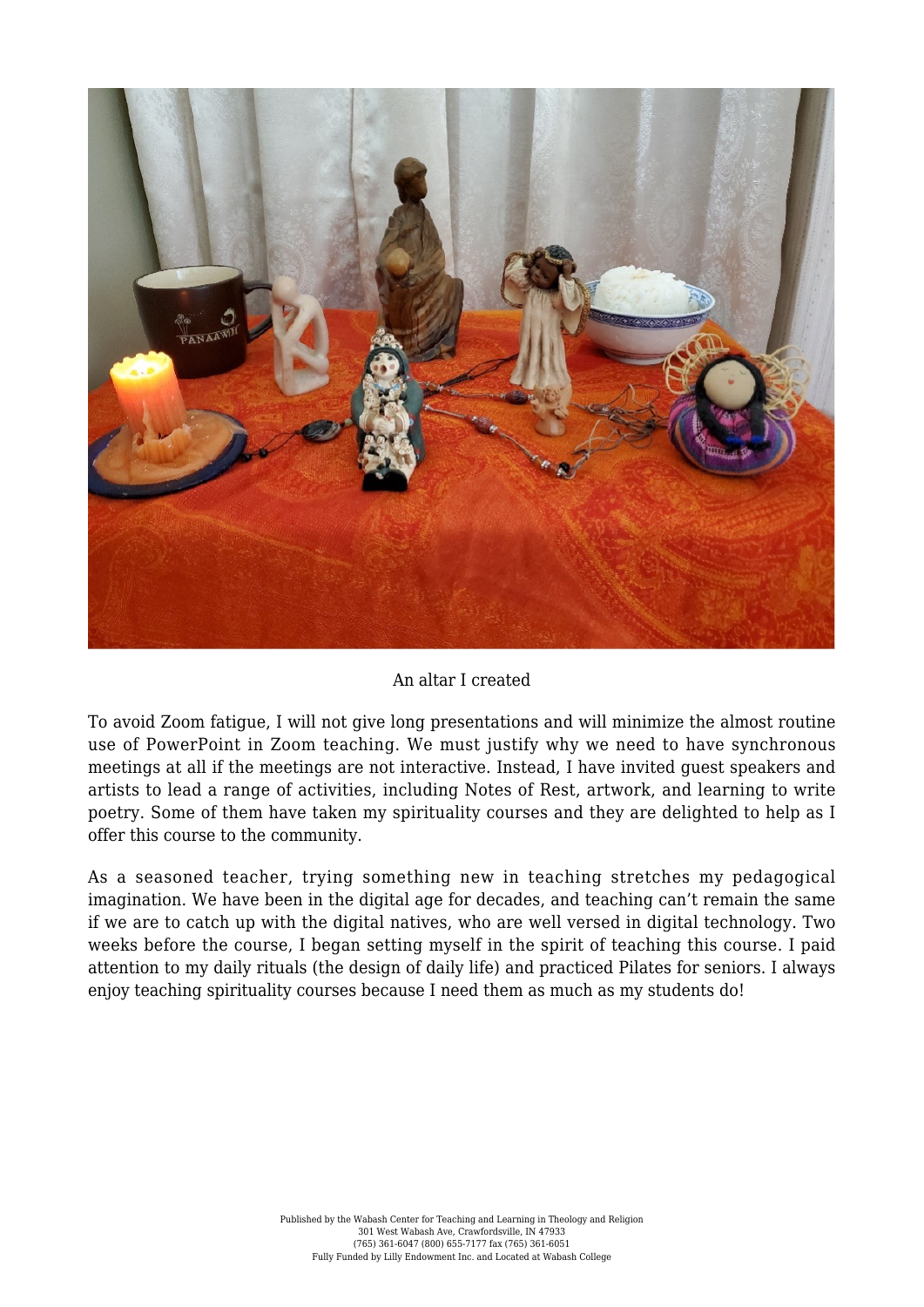An altar I created

To avoid Zoom fatigue, I will not give long presentations and will minimize the almost routine use of PowerPoint in Zoom teaching. We must justify why we need to have synchronous meetings at all if the meetings are not interactive. Instead, I have invited guest speakers and artists to lead a range of activities, including Notes of Rest, artwork, and learning to write poetry. Some of them have taken my spirituality courses and they are delighted to help as I offer this course to the community.

As a seasoned teacher, trying something new in teaching stretches my pedagogical imagination. We have been in the digital age for decades, and teaching can't remain the same if we are to catch up with the digital natives, who are well versed in digital technology. Two weeks before the course, I began setting myself in the spirit of teaching this course. I paid attention to my daily rituals (the design of daily life) and practiced Pilates for seniors. I always enjoy teaching spirituality courses because I need them as much as my students do!